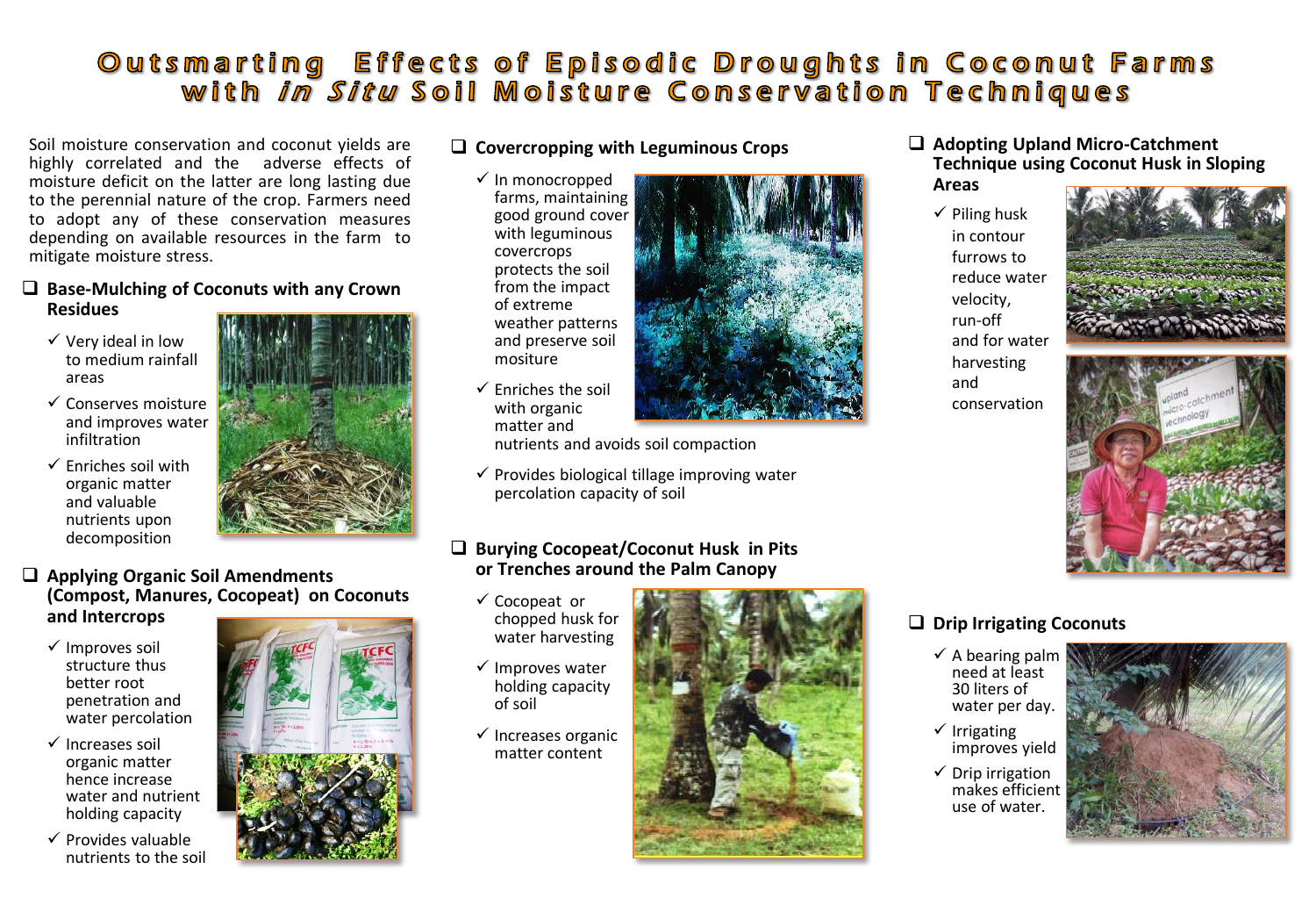# Outsmarting Effects of Episodic Droughts in Coconut Farms with *in Situ* Soil Moisture Conservation Techniques

Soil moisture conservation and coconut yields are highly correlated and the adverse effects of moisture deficit on the latter are long lasting due to the perennial nature of the crop. Farmers need to adopt any of these conservation measures depending on available resources in the farm to mitigate moisture stress.

## Base-Mulching of Coconuts with any Crown Residues

- ✓ Very ideal in low to medium rainfall areas
- ✓ Conserves moisture and improves water infiltration
- ✓ Enriches soil with organic matter and valuable nutrients upon decomposition

## Applying Organic Soil Amendments (Compost, Manures, Cocopeat) on Coconuts and Intercrops

- ✓ Improves soil structure thus better root penetration and water percolation
- ✓ Increases soil organic matter hence increase water and nutrient holding capacity
- ✓ Provides valuable nutrients to the soil

## Covercropping with Leguminous Crops

- ✓ In monocropped farms, maintaining good ground cover with leguminous covercrops protects the soil from the impact of extreme weather patterns and preserve soil mositure
- ✓ Enriches the soil with organic matter and nutrients and avoids soil compaction
- ✓ Provides biological tillage improving water percolation capacity of soil

## Burying Cocopeat/Coconut Husk in Pits or Trenches around the Palm Canopy

- ✓ Cocopeat or chopped husk for water harvesting
- ✓ Improves water holding capacity of soil
- ✓ Increases organic matter content

## Adopting Upland Micro-Catchment Technique using Coconut Husk in Sloping Areas

- ✓ Piling husk in contour furrows to reduce water velocity, run-off and for water harvesting and conservation

## Drip Irrigating Coconuts

- ✓ A bearing palm need at least 30 liters of water per day.
- ✓ Irrigating improves yield
- ✓ Drip irrigation makes efficient use of water.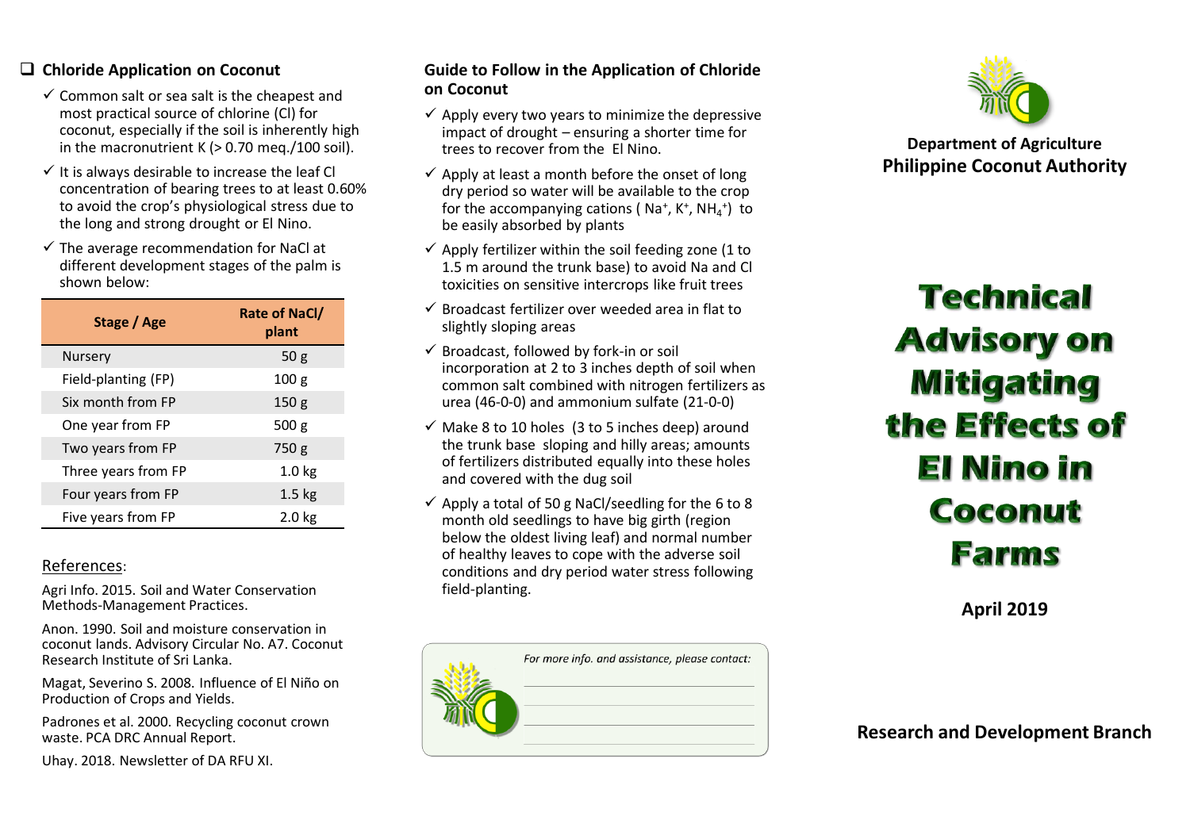## Chloride Application on Coconut

- ✓ Common salt or sea salt is the cheapest and most practical source of chlorine (Cl) for coconut, especially if the soil is inherently high in the macronutrient K (> 0.70 meq./100 soil).
- ✓ It is always desirable to increase the leaf Cl concentration of bearing trees to at least 0.60% to avoid the crop's physiological stress due to the long and strong drought or El Nino.
- ✓ The average recommendation for NaCl at different development stages of the palm is shown below:

| Stage / Age | Rate of NaCl/ plant |
|---|---|
| Nursery | 50 g |
| Field-planting (FP) | 100 g |
| Six month from FP | 150 g |
| One year from FP | 500 g |
| Two years from FP | 750 g |
| Three years from FP | 1.0 kg |
| Four years from FP | 1.5 kg |
| Five years from FP | 2.0 kg |

References:

Agri Info. 2015. Soil and Water Conservation Methods-Management Practices.

Anon. 1990. Soil and moisture conservation in coconut lands. Advisory Circular No. A7. Coconut Research Institute of Sri Lanka.

Magat, Severino S. 2008. Influence of El Niño on Production of Crops and Yields.

Padrones et al. 2000. Recycling coconut crown waste. PCA DRC Annual Report.

Uhay. 2018. Newsletter of DA RFU XI.

## Guide to Follow in the Application of Chloride on Coconut

- ✓ Apply every two years to minimize the depressive impact of drought – ensuring a shorter time for trees to recover from the El Nino.
- ✓ Apply at least a month before the onset of long dry period so water will be available to the crop for the accompanying cations ( $Na^+$, $K^+$, $NH_4^+$) to be easily absorbed by plants
- ✓ Apply fertilizer within the soil feeding zone (1 to 1.5 m around the trunk base) to avoid Na and Cl toxicities on sensitive intercrops like fruit trees
- ✓ Broadcast fertilizer over weeded area in flat to slightly sloping areas
- ✓ Broadcast, followed by fork-in or soil incorporation at 2 to 3 inches depth of soil when common salt combined with nitrogen fertilizers as urea (46-0-0) and ammonium sulfate (21-0-0)
- ✓ Make 8 to 10 holes (3 to 5 inches deep) around the trunk base sloping and hilly areas; amounts of fertilizers distributed equally into these holes and covered with the dug soil
- ✓ Apply a total of 50 g NaCl/seedling for the 6 to 8 month old seedlings to have big girth (region below the oldest living leaf) and normal number of healthy leaves to cope with the adverse soil conditions and dry period water stress following field-planting.

*For more info. and assistance, please contact:*

**Department of Agriculture**

**Philippine Coconut Authority**

# Technical Advisory on Mitigating the Effects of El Nino in Coconut Farms

**April 2019**

**Research and Development Branch**